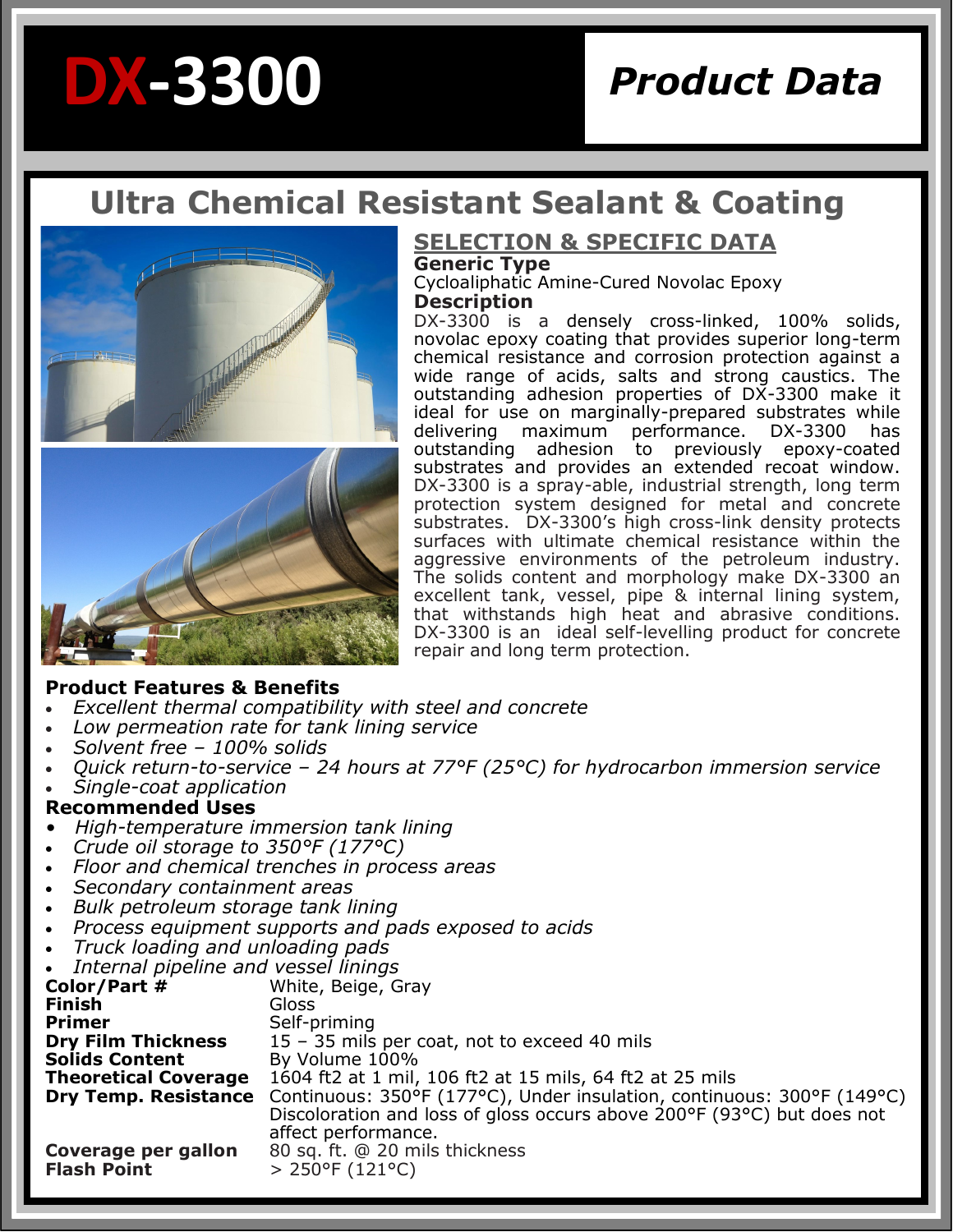# DX-3300

**Product Data**

## Ultra Chemical Resistant Sealant & Coating

### SELECTION & SPECIFIC DATA

**Generic Type**

Cycloaliphatic Amine-Cured Novolac Epoxy

**Description**

DX-3300 is a densely cross-linked, 100% solids, novolac epoxy coating that provides superior long-term chemical resistance and corrosion protection against a wide range of acids, salts and strong caustics. The outstanding adhesion properties of DX-3300 make it ideal for use on marginally-prepared substrates while delivering maximum performance. DX-3300 has outstanding adhesion to previously epoxy-coated substrates and provides an extended recoat window. DX-3300 is a spray-able, industrial strength, long term protection system designed for metal and concrete substrates. DX-3300's high cross-link density protects surfaces with ultimate chemical resistance within the aggressive environments of the petroleum industry. The solids content and morphology make DX-3300 an excellent tank, vessel, pipe & internal lining system, that withstands high heat and abrasive conditions. DX-3300 is an ideal self-levelling product for concrete repair and long term protection.

**Product Features & Benefits**

- *Excellent thermal compatibility with steel and concrete*
- *Low permeation rate for tank lining service*
- *Solvent free – 100% solids*
- *Quick return-to-service – 24 hours at 77°F (25°C) for hydrocarbon immersion service*
- *Single-coat application*

**Recommended Uses**

- *High-temperature immersion tank lining*
- *Crude oil storage to 350°F (177°C)*
- *Floor and chemical trenches in process areas*
- *Secondary containment areas*
- *Bulk petroleum storage tank lining*
- *Process equipment supports and pads exposed to acids*
- *Truck loading and unloading pads*
- *Internal pipeline and vessel linings*

| | |
|---|---|
| **Color/Part #** | White, Beige, Gray |
| **Finish** | Gloss |
| **Primer** | Self-priming |
| **Dry Film Thickness** | 15 – 35 mils per coat, not to exceed 40 mils |
| **Solids Content** | By Volume 100% |
| **Theoretical Coverage** | 1604 ft2 at 1 mil, 106 ft2 at 15 mils, 64 ft2 at 25 mils |
| **Dry Temp. Resistance** | Continuous: 350°F (177°C), Under insulation, continuous: 300°F (149°C) Discoloration and loss of gloss occurs above 200°F (93°C) but does not affect performance. |
| **Coverage per gallon** | 80 sq. ft. @ 20 mils thickness |
| **Flash Point** | > 250°F (121°C) |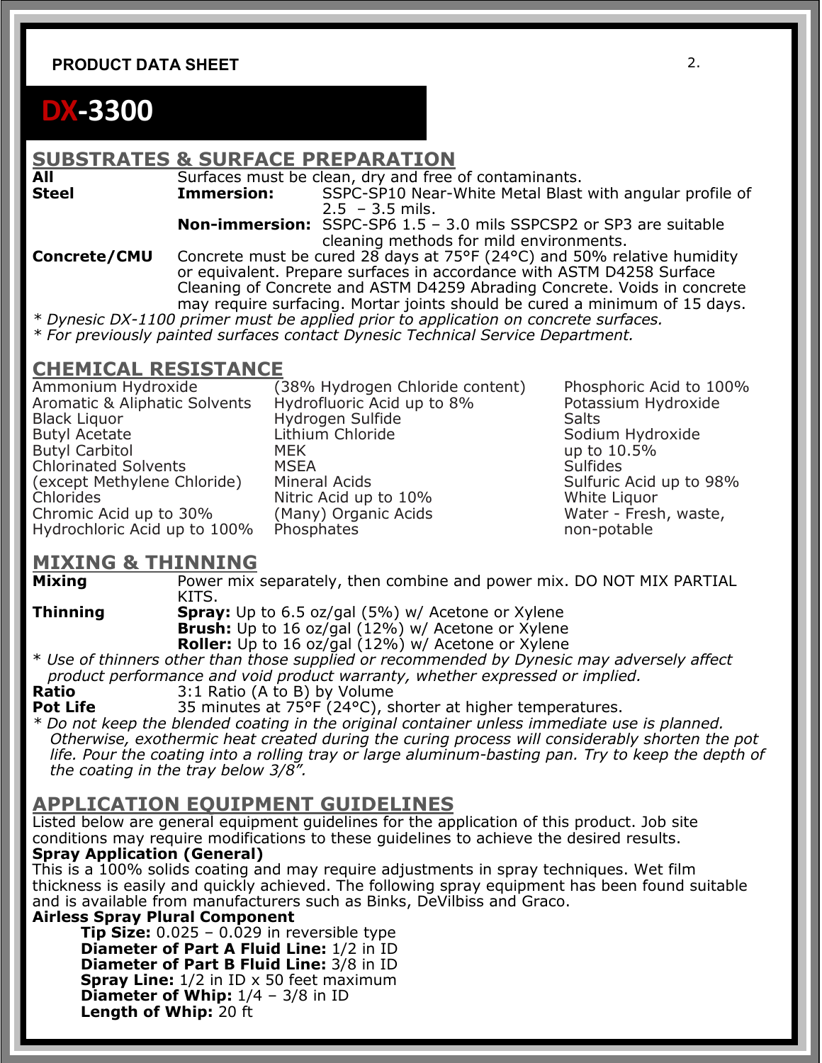**PRODUCT DATA SHEET**

# DX-3300

## SUBSTRATES & SURFACE PREPARATION

**All** Surfaces must be clean, dry and free of contaminants.

**Steel**
- **Immersion:** SSPC-SP10 Near-White Metal Blast with angular profile of 2.5 – 3.5 mils.
- **Non-immersion:** SSPC-SP6 1.5 – 3.0 mils SSPCSP2 or SP3 are suitable cleaning methods for mild environments.

**Concrete/CMU** Concrete must be cured 28 days at 75°F (24°C) and 50% relative humidity or equivalent. Prepare surfaces in accordance with ASTM D4258 Surface Cleaning of Concrete and ASTM D4259 Abrading Concrete. Voids in concrete may require surfacing. Mortar joints should be cured a minimum of 15 days.

*\* Dynesic DX-1100 primer must be applied prior to application on concrete surfaces.*
*\* For previously painted surfaces contact Dynesic Technical Service Department.*

## CHEMICAL RESISTANCE

Ammonium Hydroxide
Aromatic & Aliphatic Solvents
Black Liquor
Butyl Acetate
Butyl Carbitol
Chlorinated Solvents (except Methylene Chloride)
Chlorides
Chromic Acid up to 30%
Hydrochloric Acid up to 100% (38% Hydrogen Chloride content)
Hydrofluoric Acid up to 8%
Hydrogen Sulfide
Lithium Chloride
MEK
MSEA
Mineral Acids
Nitric Acid up to 10%
(Many) Organic Acids
Phosphates
Phosphoric Acid to 100%
Potassium Hydroxide
Salts
Sodium Hydroxide up to 10.5%
Sulfides
Sulfuric Acid up to 98%
White Liquor
Water - Fresh, waste, non-potable

## MIXING & THINNING

**Mixing** Power mix separately, then combine and power mix. DO NOT MIX PARTIAL KITS.

**Thinning**
- **Spray:** Up to 6.5 oz/gal (5%) w/ Acetone or Xylene
- **Brush:** Up to 16 oz/gal (12%) w/ Acetone or Xylene
- **Roller:** Up to 16 oz/gal (12%) w/ Acetone or Xylene

*\* Use of thinners other than those supplied or recommended by Dynesic may adversely affect product performance and void product warranty, whether expressed or implied.*

**Ratio** 3:1 Ratio (A to B) by Volume

**Pot Life** 35 minutes at 75°F (24°C), shorter at higher temperatures.

*\* Do not keep the blended coating in the original container unless immediate use is planned. Otherwise, exothermic heat created during the curing process will considerably shorten the pot life. Pour the coating into a rolling tray or large aluminum-basting pan. Try to keep the depth of the coating in the tray below 3/8".*

## APPLICATION EQUIPMENT GUIDELINES

Listed below are general equipment guidelines for the application of this product. Job site conditions may require modifications to these guidelines to achieve the desired results.

**Spray Application (General)**

This is a 100% solids coating and may require adjustments in spray techniques. Wet film thickness is easily and quickly achieved. The following spray equipment has been found suitable and is available from manufacturers such as Binks, DeVilbiss and Graco.

**Airless Spray Plural Component**

- **Tip Size:** 0.025 – 0.029 in reversible type
- **Diameter of Part A Fluid Line:** 1/2 in ID
- **Diameter of Part B Fluid Line:** 3/8 in ID
- **Spray Line:** 1/2 in ID x 50 feet maximum
- **Diameter of Whip:** 1/4 – 3/8 in ID
- **Length of Whip:** 20 ft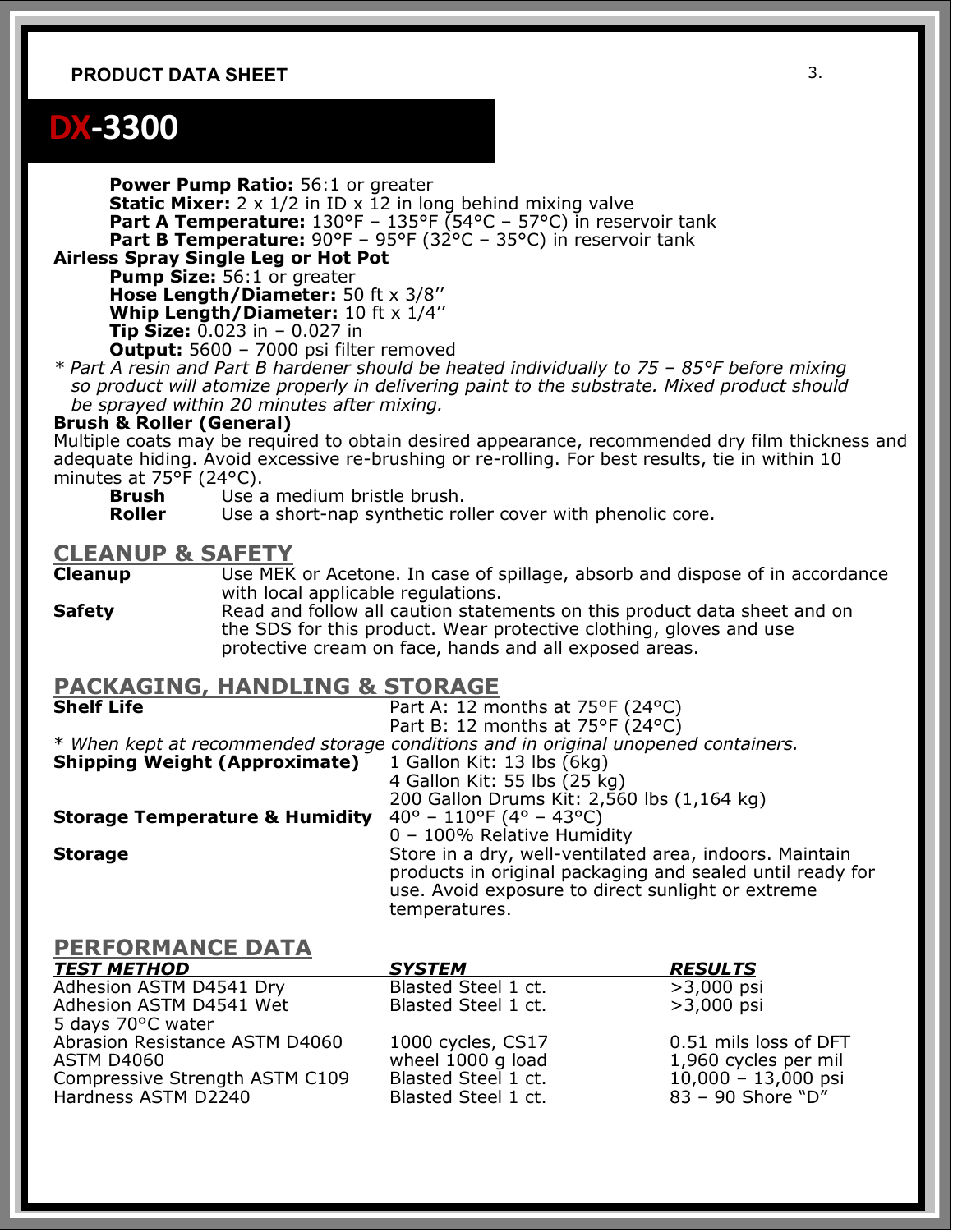PRODUCT DATA SHEET

# DX-3300

**Power Pump Ratio:** 56:1 or greater
**Static Mixer:** 2 x 1/2 in ID x 12 in long behind mixing valve
**Part A Temperature:** 130°F – 135°F (54°C – 57°C) in reservoir tank
**Part B Temperature:** 90°F – 95°F (32°C – 35°C) in reservoir tank

**Airless Spray Single Leg or Hot Pot**

**Pump Size:** 56:1 or greater
**Hose Length/Diameter:** 50 ft x 3/8''
**Whip Length/Diameter:** 10 ft x 1/4''
**Tip Size:** 0.023 in – 0.027 in
**Output:** 5600 – 7000 psi filter removed

*\* Part A resin and Part B hardener should be heated individually to 75 – 85°F before mixing so product will atomize properly in delivering paint to the substrate. Mixed product should be sprayed within 20 minutes after mixing.*

**Brush & Roller (General)**

Multiple coats may be required to obtain desired appearance, recommended dry film thickness and adequate hiding. Avoid excessive re-brushing or re-rolling. For best results, tie in within 10 minutes at 75°F (24°C).

**Brush** Use a medium bristle brush.
**Roller** Use a short-nap synthetic roller cover with phenolic core.

## CLEANUP & SAFETY

**Cleanup** Use MEK or Acetone. In case of spillage, absorb and dispose of in accordance with local applicable regulations.

**Safety** Read and follow all caution statements on this product data sheet and on the SDS for this product. Wear protective clothing, gloves and use protective cream on face, hands and all exposed areas.

## PACKAGING, HANDLING & STORAGE

**Shelf Life** Part A: 12 months at 75°F (24°C)
Part B: 12 months at 75°F (24°C)

*\* When kept at recommended storage conditions and in original unopened containers.*

**Shipping Weight (Approximate)** 1 Gallon Kit: 13 lbs (6kg)
4 Gallon Kit: 55 lbs (25 kg)
200 Gallon Drums Kit: 2,560 lbs (1,164 kg)

**Storage Temperature & Humidity** 40° – 110°F (4° – 43°C)
0 – 100% Relative Humidity

**Storage** Store in a dry, well-ventilated area, indoors. Maintain products in original packaging and sealed until ready for use. Avoid exposure to direct sunlight or extreme temperatures.

## PERFORMANCE DATA

| TEST METHOD | SYSTEM | RESULTS |
|---|---|---|
| Adhesion ASTM D4541 Dry | Blasted Steel 1 ct. | >3,000 psi |
| Adhesion ASTM D4541 Wet 5 days 70°C water | Blasted Steel 1 ct. | >3,000 psi |
| Abrasion Resistance ASTM D4060 | 1000 cycles, CS17 | 0.51 mils loss of DFT |
| ASTM D4060 | wheel 1000 g load | 1,960 cycles per mil |
| Compressive Strength ASTM C109 | Blasted Steel 1 ct. | 10,000 – 13,000 psi |
| Hardness ASTM D2240 | Blasted Steel 1 ct. | 83 – 90 Shore "D" |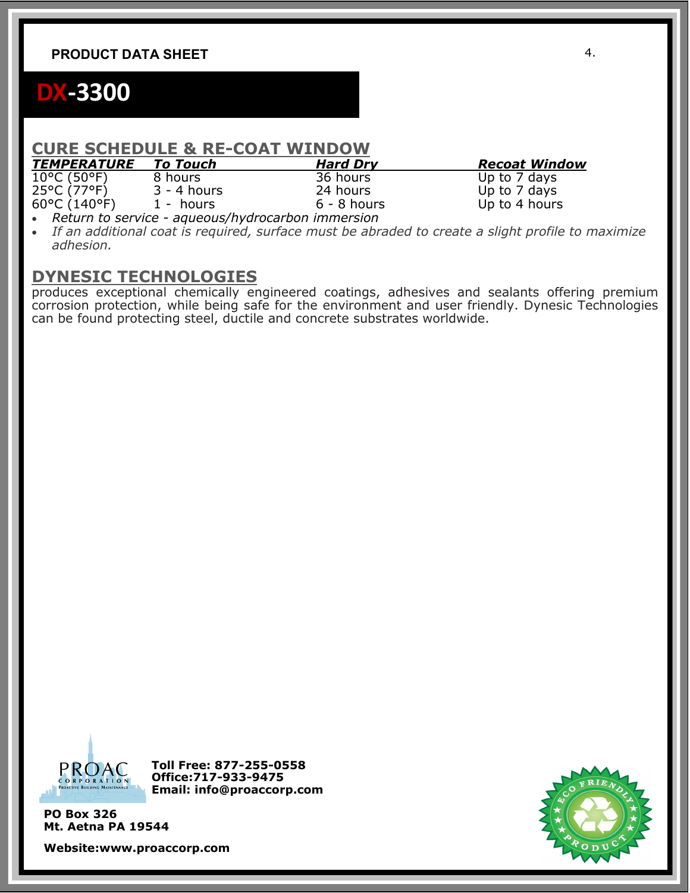PRODUCT DATA SHEET

# DX-3300

## CURE SCHEDULE & RE-COAT WINDOW

| *TEMPERATURE* | *To Touch* | *Hard Dry* | *Recoat Window* |
|---|---|---|---|
| 10°C (50°F) | 8 hours | 36 hours | Up to 7 days |
| 25°C (77°F) | 3 - 4 hours | 24 hours | Up to 7 days |
| 60°C (140°F) | 1 - hours | 6 - 8 hours | Up to 4 hours |

- *Return to service - aqueous/hydrocarbon immersion*
- *If an additional coat is required, surface must be abraded to create a slight profile to maximize adhesion.*

## DYNESIC TECHNOLOGIES

produces exceptional chemically engineered coatings, adhesives and sealants offering premium corrosion protection, while being safe for the environment and user friendly. Dynesic Technologies can be found protecting steel, ductile and concrete substrates worldwide.

**Toll Free: 877-255-0558**
**Office:717-933-9475**
**Email: info@proaccorp.com**

**PO Box 326**
**Mt. Aetna PA 19544**

**Website:www.proaccorp.com**